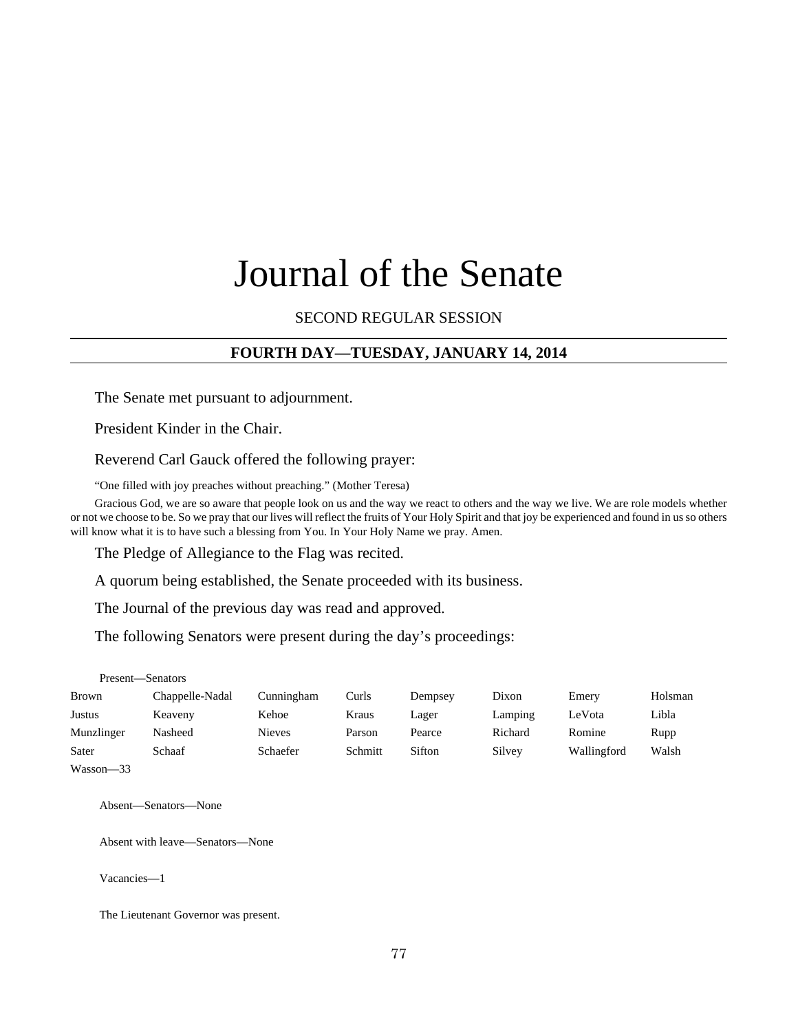# Journal of the Senate

SECOND REGULAR SESSION

## FOURTH DAY—TUESDAY, JANUARY 14, 2014

The Senate met pursuant to adjournment.

President Kinder in the Chair.

Reverend Carl Gauck offered the following prayer:

"One filled with joy preaches without preaching." (Mother Teresa)

Gracious God, we are so aware that people look on us and the way we react to others and the way we live. We are role models whether or not we choose to be. So we pray that our lives will reflect the fruits of Your Holy Spirit and that joy be experienced and found in us so others will know what it is to have such a blessing from You. In Your Holy Name we pray. Amen.

The Pledge of Allegiance to the Flag was recited.

A quorum being established, the Senate proceeded with its business.

The Journal of the previous day was read and approved.

The following Senators were present during the day's proceedings:

Present—Senators

| | | | | | | | |
|---|---|---|---|---|---|---|---|
| Brown | Chappelle-Nadal | Cunningham | Curls | Dempsey | Dixon | Emery | Holsman |
| Justus | Keaveny | Kehoe | Kraus | Lager | Lamping | LeVota | Libla |
| Munzlinger | Nasheed | Nieves | Parson | Pearce | Richard | Romine | Rupp |
| Sater | Schaaf | Schaefer | Schmitt | Sifton | Silvey | Wallingford | Walsh |
| Wasson—33 | | | | | | | |

Absent—Senators—None

Absent with leave—Senators—None

Vacancies—1

The Lieutenant Governor was present.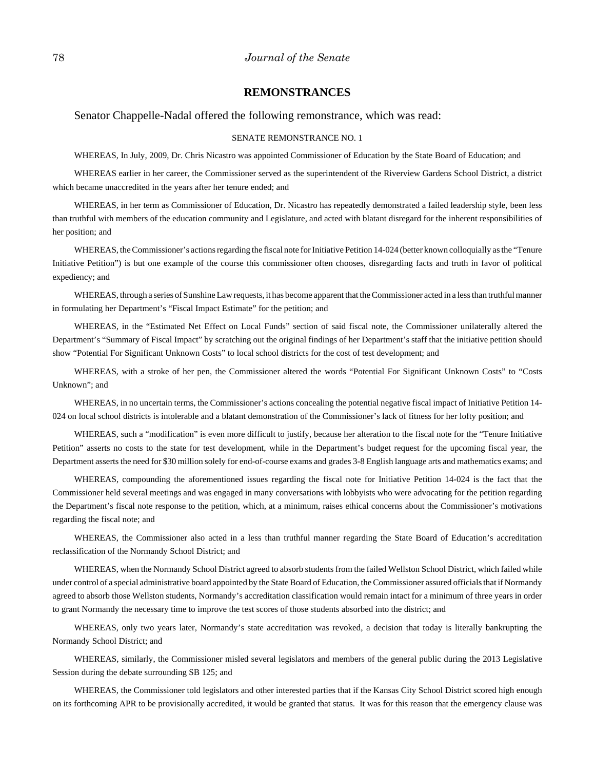## REMONSTRANCES

Senator Chappelle-Nadal offered the following remonstrance, which was read:

SENATE REMONSTRANCE NO. 1

WHEREAS, In July, 2009, Dr. Chris Nicastro was appointed Commissioner of Education by the State Board of Education; and

WHEREAS earlier in her career, the Commissioner served as the superintendent of the Riverview Gardens School District, a district which became unaccredited in the years after her tenure ended; and

WHEREAS, in her term as Commissioner of Education, Dr. Nicastro has repeatedly demonstrated a failed leadership style, been less than truthful with members of the education community and Legislature, and acted with blatant disregard for the inherent responsibilities of her position; and

WHEREAS, the Commissioner's actions regarding the fiscal note for Initiative Petition 14-024 (better known colloquially as the "Tenure Initiative Petition") is but one example of the course this commissioner often chooses, disregarding facts and truth in favor of political expediency; and

WHEREAS, through a series of Sunshine Law requests, it has become apparent that the Commissioner acted in a less than truthful manner in formulating her Department's "Fiscal Impact Estimate" for the petition; and

WHEREAS, in the "Estimated Net Effect on Local Funds" section of said fiscal note, the Commissioner unilaterally altered the Department's "Summary of Fiscal Impact" by scratching out the original findings of her Department's staff that the initiative petition should show "Potential For Significant Unknown Costs" to local school districts for the cost of test development; and

WHEREAS, with a stroke of her pen, the Commissioner altered the words "Potential For Significant Unknown Costs" to "Costs Unknown"; and

WHEREAS, in no uncertain terms, the Commissioner's actions concealing the potential negative fiscal impact of Initiative Petition 14-024 on local school districts is intolerable and a blatant demonstration of the Commissioner's lack of fitness for her lofty position; and

WHEREAS, such a "modification" is even more difficult to justify, because her alteration to the fiscal note for the "Tenure Initiative Petition" asserts no costs to the state for test development, while in the Department's budget request for the upcoming fiscal year, the Department asserts the need for $30 million solely for end-of-course exams and grades 3-8 English language arts and mathematics exams; and

WHEREAS, compounding the aforementioned issues regarding the fiscal note for Initiative Petition 14-024 is the fact that the Commissioner held several meetings and was engaged in many conversations with lobbyists who were advocating for the petition regarding the Department's fiscal note response to the petition, which, at a minimum, raises ethical concerns about the Commissioner's motivations regarding the fiscal note; and

WHEREAS, the Commissioner also acted in a less than truthful manner regarding the State Board of Education's accreditation reclassification of the Normandy School District; and

WHEREAS, when the Normandy School District agreed to absorb students from the failed Wellston School District, which failed while under control of a special administrative board appointed by the State Board of Education, the Commissioner assured officials that if Normandy agreed to absorb those Wellston students, Normandy's accreditation classification would remain intact for a minimum of three years in order to grant Normandy the necessary time to improve the test scores of those students absorbed into the district; and

WHEREAS, only two years later, Normandy's state accreditation was revoked, a decision that today is literally bankrupting the Normandy School District; and

WHEREAS, similarly, the Commissioner misled several legislators and members of the general public during the 2013 Legislative Session during the debate surrounding SB 125; and

WHEREAS, the Commissioner told legislators and other interested parties that if the Kansas City School District scored high enough on its forthcoming APR to be provisionally accredited, it would be granted that status. It was for this reason that the emergency clause was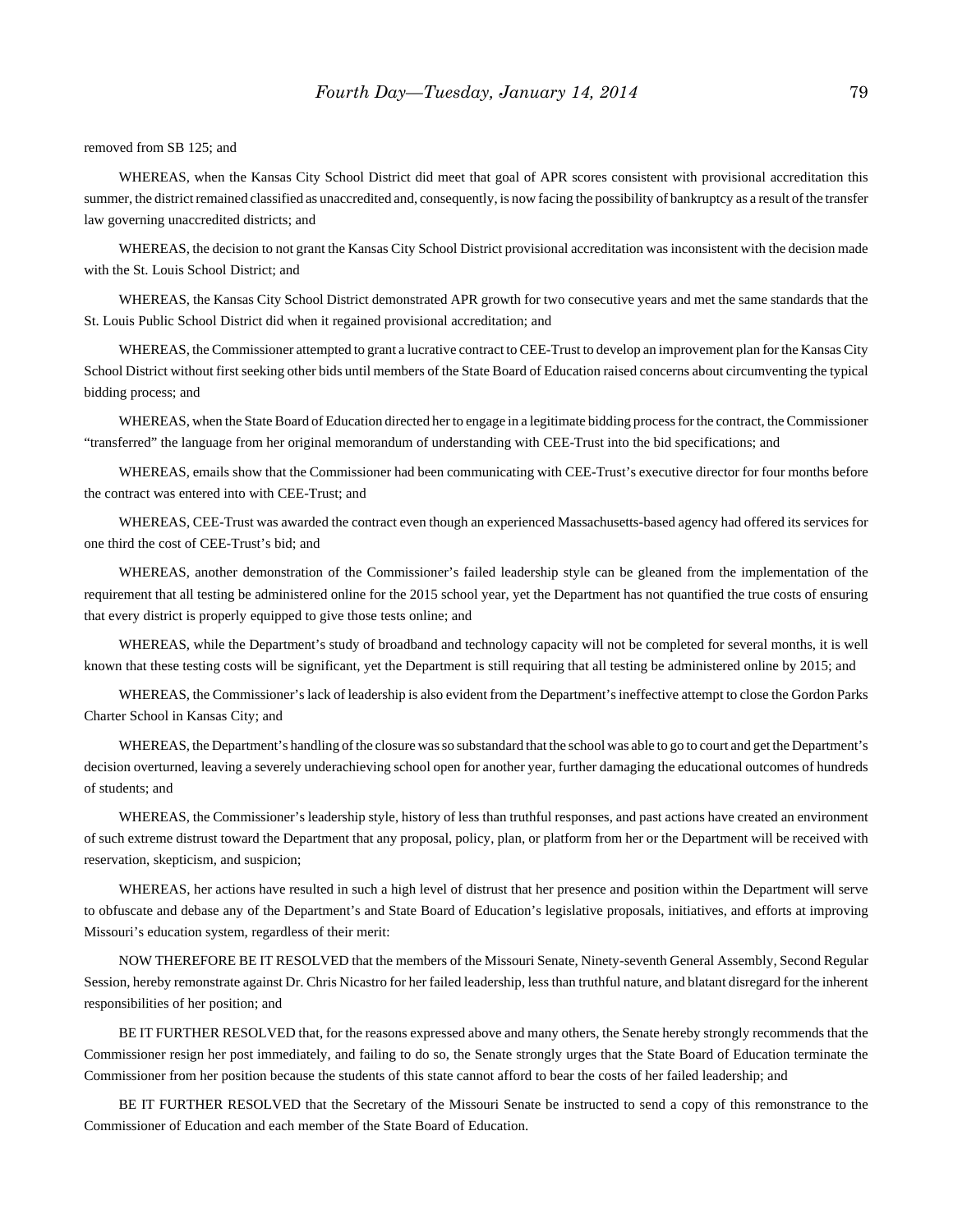removed from SB 125; and

WHEREAS, when the Kansas City School District did meet that goal of APR scores consistent with provisional accreditation this summer, the district remained classified as unaccredited and, consequently, is now facing the possibility of bankruptcy as a result of the transfer law governing unaccredited districts; and

WHEREAS, the decision to not grant the Kansas City School District provisional accreditation was inconsistent with the decision made with the St. Louis School District; and

WHEREAS, the Kansas City School District demonstrated APR growth for two consecutive years and met the same standards that the St. Louis Public School District did when it regained provisional accreditation; and

WHEREAS, the Commissioner attempted to grant a lucrative contract to CEE-Trust to develop an improvement plan for the Kansas City School District without first seeking other bids until members of the State Board of Education raised concerns about circumventing the typical bidding process; and

WHEREAS, when the State Board of Education directed her to engage in a legitimate bidding process for the contract, the Commissioner "transferred" the language from her original memorandum of understanding with CEE-Trust into the bid specifications; and

WHEREAS, emails show that the Commissioner had been communicating with CEE-Trust's executive director for four months before the contract was entered into with CEE-Trust; and

WHEREAS, CEE-Trust was awarded the contract even though an experienced Massachusetts-based agency had offered its services for one third the cost of CEE-Trust's bid; and

WHEREAS, another demonstration of the Commissioner's failed leadership style can be gleaned from the implementation of the requirement that all testing be administered online for the 2015 school year, yet the Department has not quantified the true costs of ensuring that every district is properly equipped to give those tests online; and

WHEREAS, while the Department's study of broadband and technology capacity will not be completed for several months, it is well known that these testing costs will be significant, yet the Department is still requiring that all testing be administered online by 2015; and

WHEREAS, the Commissioner's lack of leadership is also evident from the Department's ineffective attempt to close the Gordon Parks Charter School in Kansas City; and

WHEREAS, the Department's handling of the closure was so substandard that the school was able to go to court and get the Department's decision overturned, leaving a severely underachieving school open for another year, further damaging the educational outcomes of hundreds of students; and

WHEREAS, the Commissioner's leadership style, history of less than truthful responses, and past actions have created an environment of such extreme distrust toward the Department that any proposal, policy, plan, or platform from her or the Department will be received with reservation, skepticism, and suspicion;

WHEREAS, her actions have resulted in such a high level of distrust that her presence and position within the Department will serve to obfuscate and debase any of the Department's and State Board of Education's legislative proposals, initiatives, and efforts at improving Missouri's education system, regardless of their merit:

NOW THEREFORE BE IT RESOLVED that the members of the Missouri Senate, Ninety-seventh General Assembly, Second Regular Session, hereby remonstrate against Dr. Chris Nicastro for her failed leadership, less than truthful nature, and blatant disregard for the inherent responsibilities of her position; and

BE IT FURTHER RESOLVED that, for the reasons expressed above and many others, the Senate hereby strongly recommends that the Commissioner resign her post immediately, and failing to do so, the Senate strongly urges that the State Board of Education terminate the Commissioner from her position because the students of this state cannot afford to bear the costs of her failed leadership; and

BE IT FURTHER RESOLVED that the Secretary of the Missouri Senate be instructed to send a copy of this remonstrance to the Commissioner of Education and each member of the State Board of Education.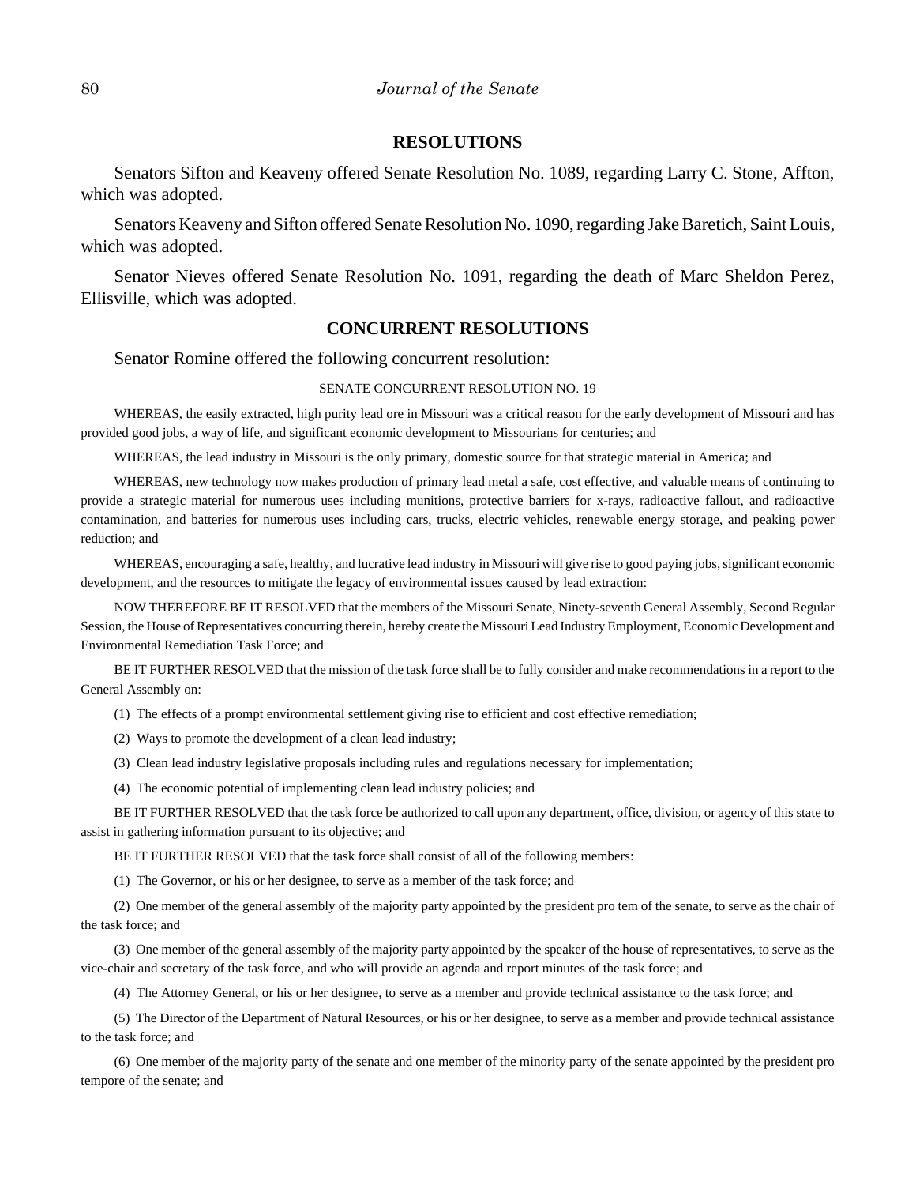## RESOLUTIONS

Senators Sifton and Keaveny offered Senate Resolution No. 1089, regarding Larry C. Stone, Affton, which was adopted.

Senators Keaveny and Sifton offered Senate Resolution No. 1090, regarding Jake Baretich, Saint Louis, which was adopted.

Senator Nieves offered Senate Resolution No. 1091, regarding the death of Marc Sheldon Perez, Ellisville, which was adopted.

## CONCURRENT RESOLUTIONS

Senator Romine offered the following concurrent resolution:

SENATE CONCURRENT RESOLUTION NO. 19

WHEREAS, the easily extracted, high purity lead ore in Missouri was a critical reason for the early development of Missouri and has provided good jobs, a way of life, and significant economic development to Missourians for centuries; and

WHEREAS, the lead industry in Missouri is the only primary, domestic source for that strategic material in America; and

WHEREAS, new technology now makes production of primary lead metal a safe, cost effective, and valuable means of continuing to provide a strategic material for numerous uses including munitions, protective barriers for x-rays, radioactive fallout, and radioactive contamination, and batteries for numerous uses including cars, trucks, electric vehicles, renewable energy storage, and peaking power reduction; and

WHEREAS, encouraging a safe, healthy, and lucrative lead industry in Missouri will give rise to good paying jobs, significant economic development, and the resources to mitigate the legacy of environmental issues caused by lead extraction:

NOW THEREFORE BE IT RESOLVED that the members of the Missouri Senate, Ninety-seventh General Assembly, Second Regular Session, the House of Representatives concurring therein, hereby create the Missouri Lead Industry Employment, Economic Development and Environmental Remediation Task Force; and

BE IT FURTHER RESOLVED that the mission of the task force shall be to fully consider and make recommendations in a report to the General Assembly on:

(1) The effects of a prompt environmental settlement giving rise to efficient and cost effective remediation;

(2) Ways to promote the development of a clean lead industry;

(3) Clean lead industry legislative proposals including rules and regulations necessary for implementation;

(4) The economic potential of implementing clean lead industry policies; and

BE IT FURTHER RESOLVED that the task force be authorized to call upon any department, office, division, or agency of this state to assist in gathering information pursuant to its objective; and

BE IT FURTHER RESOLVED that the task force shall consist of all of the following members:

(1) The Governor, or his or her designee, to serve as a member of the task force; and

(2) One member of the general assembly of the majority party appointed by the president pro tem of the senate, to serve as the chair of the task force; and

(3) One member of the general assembly of the majority party appointed by the speaker of the house of representatives, to serve as the vice-chair and secretary of the task force, and who will provide an agenda and report minutes of the task force; and

(4) The Attorney General, or his or her designee, to serve as a member and provide technical assistance to the task force; and

(5) The Director of the Department of Natural Resources, or his or her designee, to serve as a member and provide technical assistance to the task force; and

(6) One member of the majority party of the senate and one member of the minority party of the senate appointed by the president pro tempore of the senate; and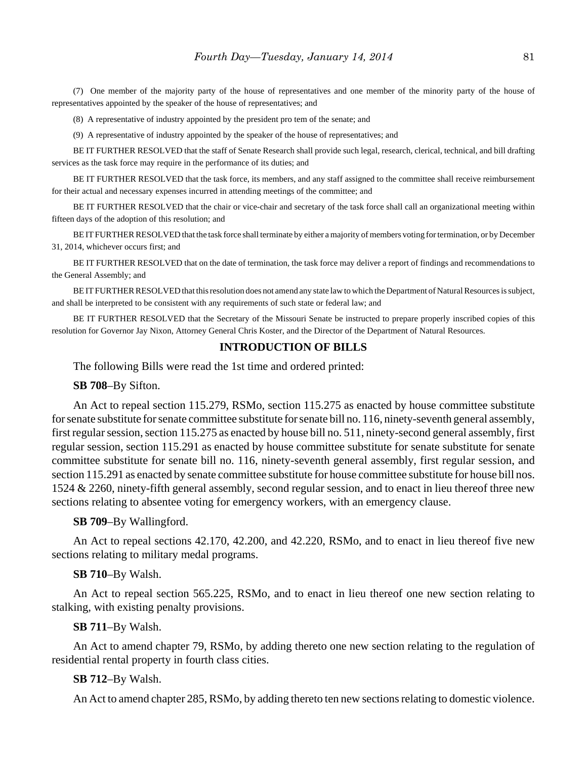(7) One member of the majority party of the house of representatives and one member of the minority party of the house of representatives appointed by the speaker of the house of representatives; and

(8) A representative of industry appointed by the president pro tem of the senate; and

(9) A representative of industry appointed by the speaker of the house of representatives; and

BE IT FURTHER RESOLVED that the staff of Senate Research shall provide such legal, research, clerical, technical, and bill drafting services as the task force may require in the performance of its duties; and

BE IT FURTHER RESOLVED that the task force, its members, and any staff assigned to the committee shall receive reimbursement for their actual and necessary expenses incurred in attending meetings of the committee; and

BE IT FURTHER RESOLVED that the chair or vice-chair and secretary of the task force shall call an organizational meeting within fifteen days of the adoption of this resolution; and

BE IT FURTHER RESOLVED that the task force shall terminate by either a majority of members voting for termination, or by December 31, 2014, whichever occurs first; and

BE IT FURTHER RESOLVED that on the date of termination, the task force may deliver a report of findings and recommendations to the General Assembly; and

BE IT FURTHER RESOLVED that this resolution does not amend any state law to which the Department of Natural Resources is subject, and shall be interpreted to be consistent with any requirements of such state or federal law; and

BE IT FURTHER RESOLVED that the Secretary of the Missouri Senate be instructed to prepare properly inscribed copies of this resolution for Governor Jay Nixon, Attorney General Chris Koster, and the Director of the Department of Natural Resources.

## INTRODUCTION OF BILLS

The following Bills were read the 1st time and ordered printed:

**SB 708**–By Sifton.

An Act to repeal section 115.279, RSMo, section 115.275 as enacted by house committee substitute for senate substitute for senate committee substitute for senate bill no. 116, ninety-seventh general assembly, first regular session, section 115.275 as enacted by house bill no. 511, ninety-second general assembly, first regular session, section 115.291 as enacted by house committee substitute for senate substitute for senate committee substitute for senate bill no. 116, ninety-seventh general assembly, first regular session, and section 115.291 as enacted by senate committee substitute for house committee substitute for house bill nos. 1524 & 2260, ninety-fifth general assembly, second regular session, and to enact in lieu thereof three new sections relating to absentee voting for emergency workers, with an emergency clause.

**SB 709**–By Wallingford.

An Act to repeal sections 42.170, 42.200, and 42.220, RSMo, and to enact in lieu thereof five new sections relating to military medal programs.

**SB 710**–By Walsh.

An Act to repeal section 565.225, RSMo, and to enact in lieu thereof one new section relating to stalking, with existing penalty provisions.

**SB 711**–By Walsh.

An Act to amend chapter 79, RSMo, by adding thereto one new section relating to the regulation of residential rental property in fourth class cities.

**SB 712**–By Walsh.

An Act to amend chapter 285, RSMo, by adding thereto ten new sections relating to domestic violence.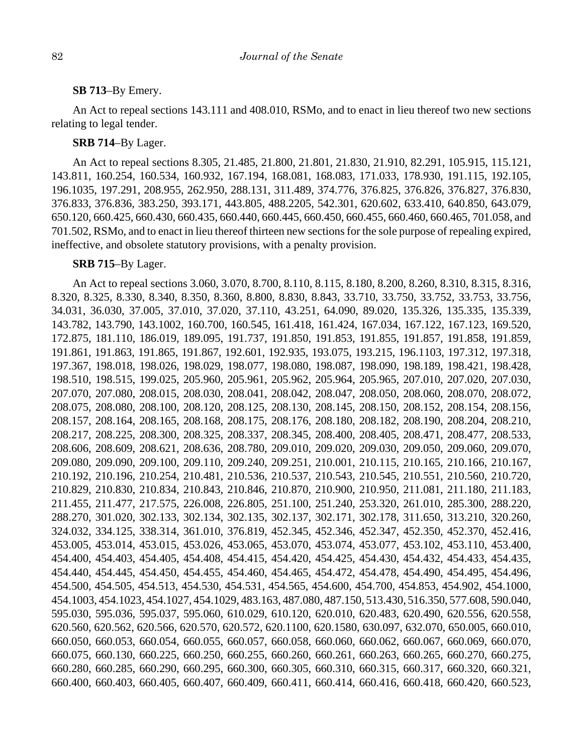**SB 713**–By Emery.

An Act to repeal sections 143.111 and 408.010, RSMo, and to enact in lieu thereof two new sections relating to legal tender.

**SRB 714**–By Lager.

An Act to repeal sections 8.305, 21.485, 21.800, 21.801, 21.830, 21.910, 82.291, 105.915, 115.121, 143.811, 160.254, 160.534, 160.932, 167.194, 168.081, 168.083, 171.033, 178.930, 191.115, 192.105, 196.1035, 197.291, 208.955, 262.950, 288.131, 311.489, 374.776, 376.825, 376.826, 376.827, 376.830, 376.833, 376.836, 383.250, 393.171, 443.805, 488.2205, 542.301, 620.602, 633.410, 640.850, 643.079, 650.120, 660.425, 660.430, 660.435, 660.440, 660.445, 660.450, 660.455, 660.460, 660.465, 701.058, and 701.502, RSMo, and to enact in lieu thereof thirteen new sections for the sole purpose of repealing expired, ineffective, and obsolete statutory provisions, with a penalty provision.

**SRB 715**–By Lager.

An Act to repeal sections 3.060, 3.070, 8.700, 8.110, 8.115, 8.180, 8.200, 8.260, 8.310, 8.315, 8.316, 8.320, 8.325, 8.330, 8.340, 8.350, 8.360, 8.800, 8.830, 8.843, 33.710, 33.750, 33.752, 33.753, 33.756, 34.031, 36.030, 37.005, 37.010, 37.020, 37.110, 43.251, 64.090, 89.020, 135.326, 135.335, 135.339, 143.782, 143.790, 143.1002, 160.700, 160.545, 161.418, 161.424, 167.034, 167.122, 167.123, 169.520, 172.875, 181.110, 186.019, 189.095, 191.737, 191.850, 191.853, 191.855, 191.857, 191.858, 191.859, 191.861, 191.863, 191.865, 191.867, 192.601, 192.935, 193.075, 193.215, 196.1103, 197.312, 197.318, 197.367, 198.018, 198.026, 198.029, 198.077, 198.080, 198.087, 198.090, 198.189, 198.421, 198.428, 198.510, 198.515, 199.025, 205.960, 205.961, 205.962, 205.964, 205.965, 207.010, 207.020, 207.030, 207.070, 207.080, 208.015, 208.030, 208.041, 208.042, 208.047, 208.050, 208.060, 208.070, 208.072, 208.075, 208.080, 208.100, 208.120, 208.125, 208.130, 208.145, 208.150, 208.152, 208.154, 208.156, 208.157, 208.164, 208.165, 208.168, 208.175, 208.176, 208.180, 208.182, 208.190, 208.204, 208.210, 208.217, 208.225, 208.300, 208.325, 208.337, 208.345, 208.400, 208.405, 208.471, 208.477, 208.533, 208.606, 208.609, 208.621, 208.636, 208.780, 209.010, 209.020, 209.030, 209.050, 209.060, 209.070, 209.080, 209.090, 209.100, 209.110, 209.240, 209.251, 210.001, 210.115, 210.165, 210.166, 210.167, 210.192, 210.196, 210.254, 210.481, 210.536, 210.537, 210.543, 210.545, 210.551, 210.560, 210.720, 210.829, 210.830, 210.834, 210.843, 210.846, 210.870, 210.900, 210.950, 211.081, 211.180, 211.183, 211.455, 211.477, 217.575, 226.008, 226.805, 251.100, 251.240, 253.320, 261.010, 285.300, 288.220, 288.270, 301.020, 302.133, 302.134, 302.135, 302.137, 302.171, 302.178, 311.650, 313.210, 320.260, 324.032, 334.125, 338.314, 361.010, 376.819, 452.345, 452.346, 452.347, 452.350, 452.370, 452.416, 453.005, 453.014, 453.015, 453.026, 453.065, 453.070, 453.074, 453.077, 453.102, 453.110, 453.400, 454.400, 454.403, 454.405, 454.408, 454.415, 454.420, 454.425, 454.430, 454.432, 454.433, 454.435, 454.440, 454.445, 454.450, 454.455, 454.460, 454.465, 454.472, 454.478, 454.490, 454.495, 454.496, 454.500, 454.505, 454.513, 454.530, 454.531, 454.565, 454.600, 454.700, 454.853, 454.902, 454.1000, 454.1003, 454.1023, 454.1027, 454.1029, 483.163, 487.080, 487.150, 513.430, 516.350, 577.608, 590.040, 595.030, 595.036, 595.037, 595.060, 610.029, 610.120, 620.010, 620.483, 620.490, 620.556, 620.558, 620.560, 620.562, 620.566, 620.570, 620.572, 620.1100, 620.1580, 630.097, 632.070, 650.005, 660.010, 660.050, 660.053, 660.054, 660.055, 660.057, 660.058, 660.060, 660.062, 660.067, 660.069, 660.070, 660.075, 660.130, 660.225, 660.250, 660.255, 660.260, 660.261, 660.263, 660.265, 660.270, 660.275, 660.280, 660.285, 660.290, 660.295, 660.300, 660.305, 660.310, 660.315, 660.317, 660.320, 660.321, 660.400, 660.403, 660.405, 660.407, 660.409, 660.411, 660.414, 660.416, 660.418, 660.420, 660.523,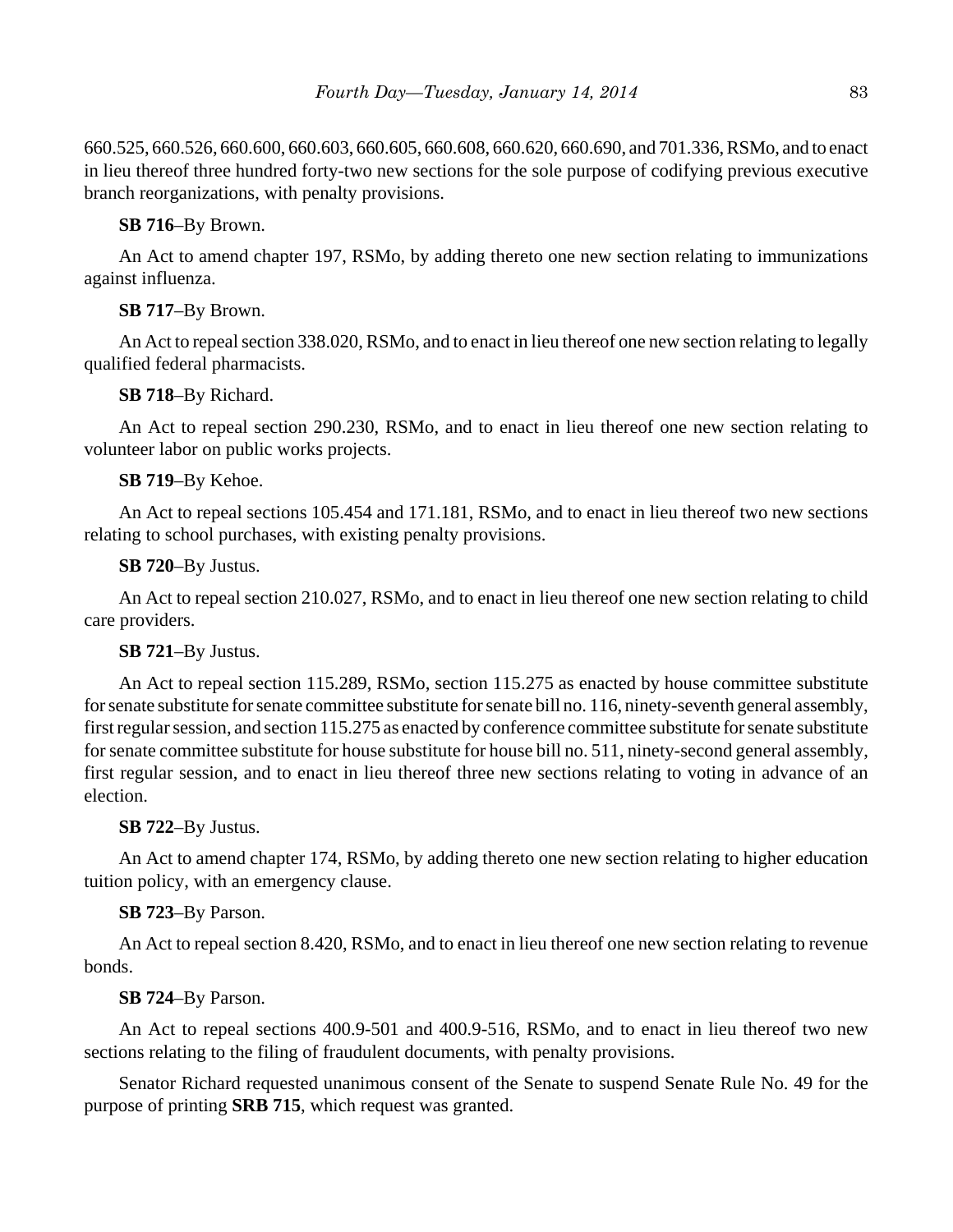660.525, 660.526, 660.600, 660.603, 660.605, 660.608, 660.620, 660.690, and 701.336, RSMo, and to enact in lieu thereof three hundred forty-two new sections for the sole purpose of codifying previous executive branch reorganizations, with penalty provisions.

**SB 716**–By Brown.

An Act to amend chapter 197, RSMo, by adding thereto one new section relating to immunizations against influenza.

**SB 717**–By Brown.

An Act to repeal section 338.020, RSMo, and to enact in lieu thereof one new section relating to legally qualified federal pharmacists.

**SB 718**–By Richard.

An Act to repeal section 290.230, RSMo, and to enact in lieu thereof one new section relating to volunteer labor on public works projects.

**SB 719**–By Kehoe.

An Act to repeal sections 105.454 and 171.181, RSMo, and to enact in lieu thereof two new sections relating to school purchases, with existing penalty provisions.

**SB 720**–By Justus.

An Act to repeal section 210.027, RSMo, and to enact in lieu thereof one new section relating to child care providers.

**SB 721**–By Justus.

An Act to repeal section 115.289, RSMo, section 115.275 as enacted by house committee substitute for senate substitute for senate committee substitute for senate bill no. 116, ninety-seventh general assembly, first regular session, and section 115.275 as enacted by conference committee substitute for senate substitute for senate committee substitute for house substitute for house bill no. 511, ninety-second general assembly, first regular session, and to enact in lieu thereof three new sections relating to voting in advance of an election.

**SB 722**–By Justus.

An Act to amend chapter 174, RSMo, by adding thereto one new section relating to higher education tuition policy, with an emergency clause.

**SB 723**–By Parson.

An Act to repeal section 8.420, RSMo, and to enact in lieu thereof one new section relating to revenue bonds.

**SB 724**–By Parson.

An Act to repeal sections 400.9-501 and 400.9-516, RSMo, and to enact in lieu thereof two new sections relating to the filing of fraudulent documents, with penalty provisions.

Senator Richard requested unanimous consent of the Senate to suspend Senate Rule No. 49 for the purpose of printing **SRB 715**, which request was granted.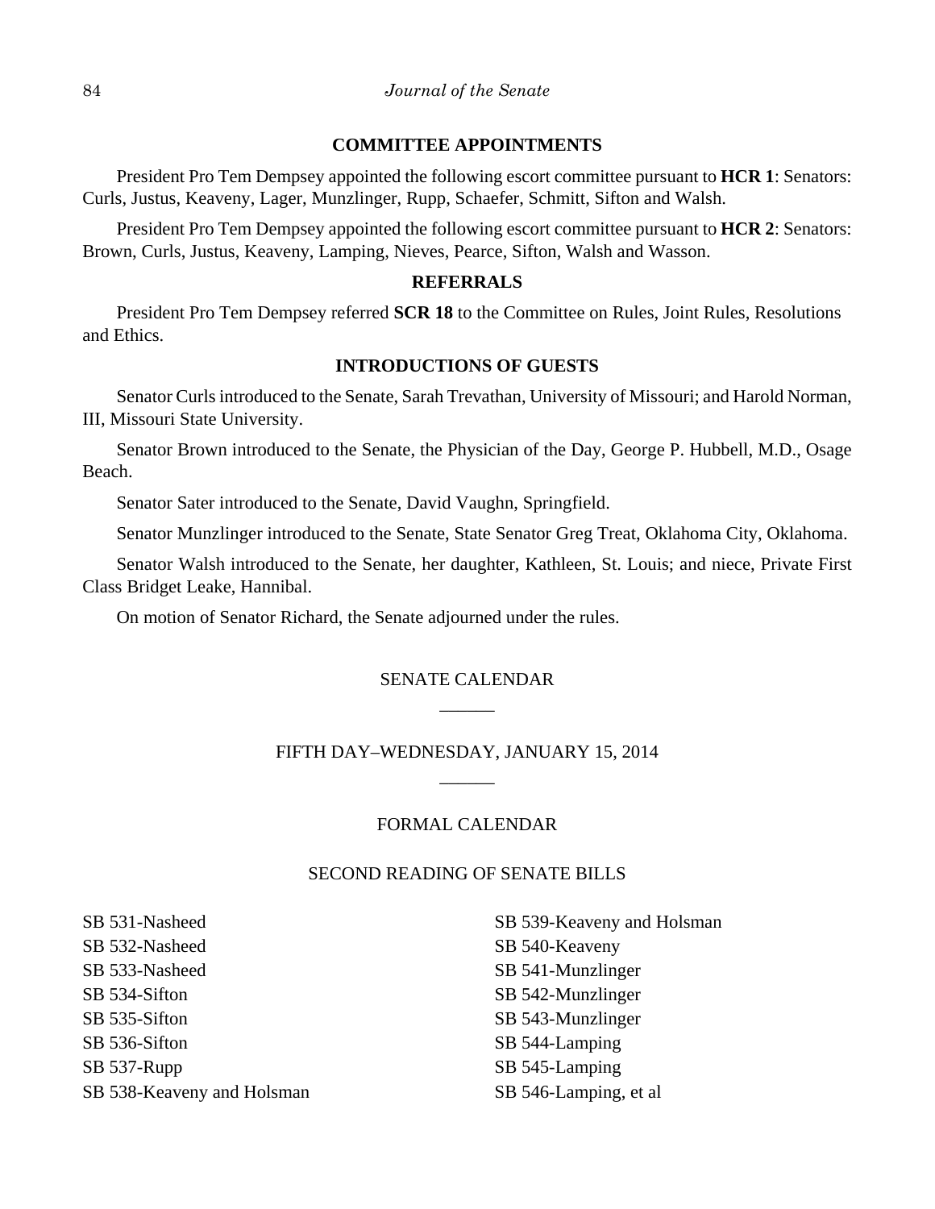## COMMITTEE APPOINTMENTS

President Pro Tem Dempsey appointed the following escort committee pursuant to **HCR 1**: Senators: Curls, Justus, Keaveny, Lager, Munzlinger, Rupp, Schaefer, Schmitt, Sifton and Walsh.

President Pro Tem Dempsey appointed the following escort committee pursuant to **HCR 2**: Senators: Brown, Curls, Justus, Keaveny, Lamping, Nieves, Pearce, Sifton, Walsh and Wasson.

## REFERRALS

President Pro Tem Dempsey referred **SCR 18** to the Committee on Rules, Joint Rules, Resolutions and Ethics.

## INTRODUCTIONS OF GUESTS

Senator Curls introduced to the Senate, Sarah Trevathan, University of Missouri; and Harold Norman, III, Missouri State University.

Senator Brown introduced to the Senate, the Physician of the Day, George P. Hubbell, M.D., Osage Beach.

Senator Sater introduced to the Senate, David Vaughn, Springfield.

Senator Munzlinger introduced to the Senate, State Senator Greg Treat, Oklahoma City, Oklahoma.

Senator Walsh introduced to the Senate, her daughter, Kathleen, St. Louis; and niece, Private First Class Bridget Leake, Hannibal.

On motion of Senator Richard, the Senate adjourned under the rules.

## SENATE CALENDAR

______

## FIFTH DAY–WEDNESDAY, JANUARY 15, 2014

______

## FORMAL CALENDAR

### SECOND READING OF SENATE BILLS

SB 531-Nasheed
SB 532-Nasheed
SB 533-Nasheed
SB 534-Sifton
SB 535-Sifton
SB 536-Sifton
SB 537-Rupp
SB 538-Keaveny and Holsman
SB 539-Keaveny and Holsman
SB 540-Keaveny
SB 541-Munzlinger
SB 542-Munzlinger
SB 543-Munzlinger
SB 544-Lamping
SB 545-Lamping
SB 546-Lamping, et al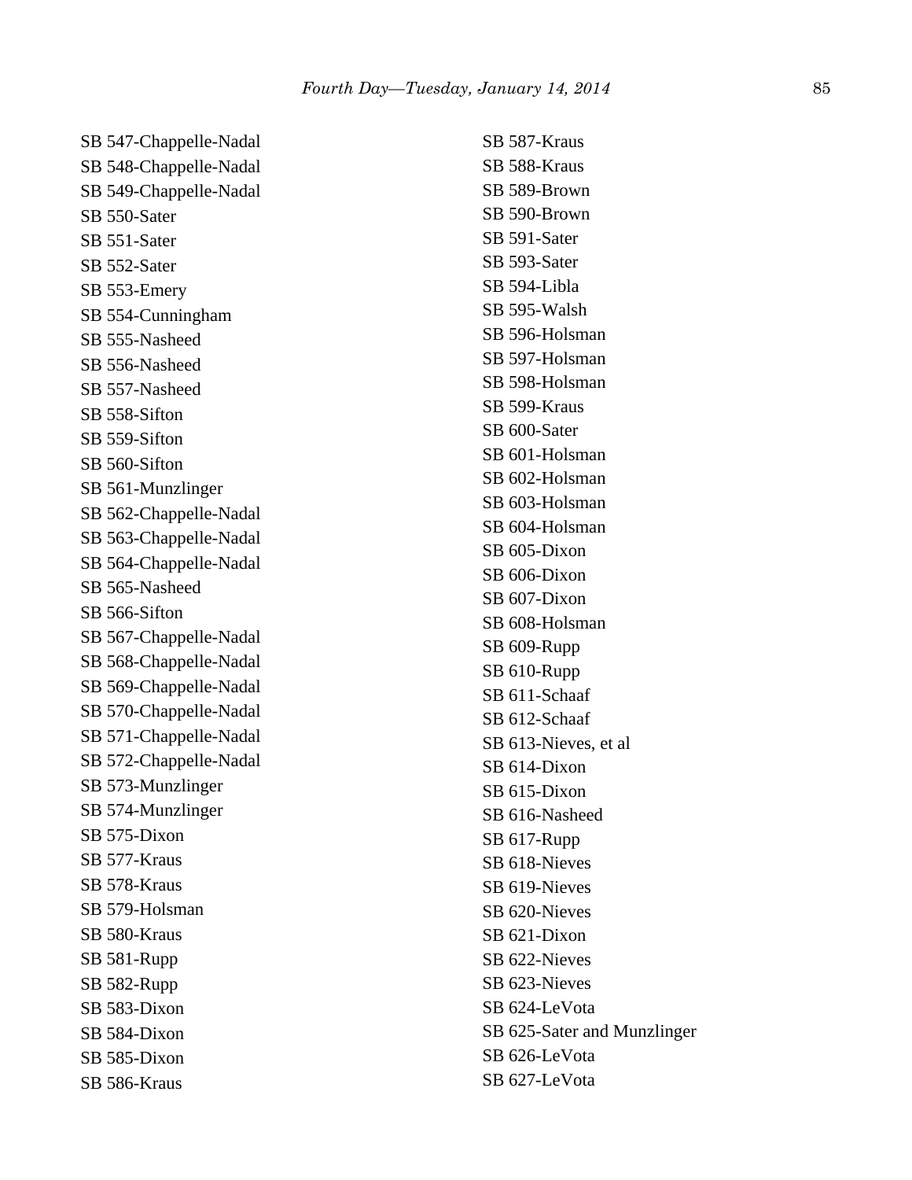SB 547-Chappelle-Nadal
SB 548-Chappelle-Nadal
SB 549-Chappelle-Nadal
SB 550-Sater
SB 551-Sater
SB 552-Sater
SB 553-Emery
SB 554-Cunningham
SB 555-Nasheed
SB 556-Nasheed
SB 557-Nasheed
SB 558-Sifton
SB 559-Sifton
SB 560-Sifton
SB 561-Munzlinger
SB 562-Chappelle-Nadal
SB 563-Chappelle-Nadal
SB 564-Chappelle-Nadal
SB 565-Nasheed
SB 566-Sifton
SB 567-Chappelle-Nadal
SB 568-Chappelle-Nadal
SB 569-Chappelle-Nadal
SB 570-Chappelle-Nadal
SB 571-Chappelle-Nadal
SB 572-Chappelle-Nadal
SB 573-Munzlinger
SB 574-Munzlinger
SB 575-Dixon
SB 577-Kraus
SB 578-Kraus
SB 579-Holsman
SB 580-Kraus
SB 581-Rupp
SB 582-Rupp
SB 583-Dixon
SB 584-Dixon
SB 585-Dixon
SB 586-Kraus
SB 587-Kraus
SB 588-Kraus
SB 589-Brown
SB 590-Brown
SB 591-Sater
SB 593-Sater
SB 594-Libla
SB 595-Walsh
SB 596-Holsman
SB 597-Holsman
SB 598-Holsman
SB 599-Kraus
SB 600-Sater
SB 601-Holsman
SB 602-Holsman
SB 603-Holsman
SB 604-Holsman
SB 605-Dixon
SB 606-Dixon
SB 607-Dixon
SB 608-Holsman
SB 609-Rupp
SB 610-Rupp
SB 611-Schaaf
SB 612-Schaaf
SB 613-Nieves, et al
SB 614-Dixon
SB 615-Dixon
SB 616-Nasheed
SB 617-Rupp
SB 618-Nieves
SB 619-Nieves
SB 620-Nieves
SB 621-Dixon
SB 622-Nieves
SB 623-Nieves
SB 624-LeVota
SB 625-Sater and Munzlinger
SB 626-LeVota
SB 627-LeVota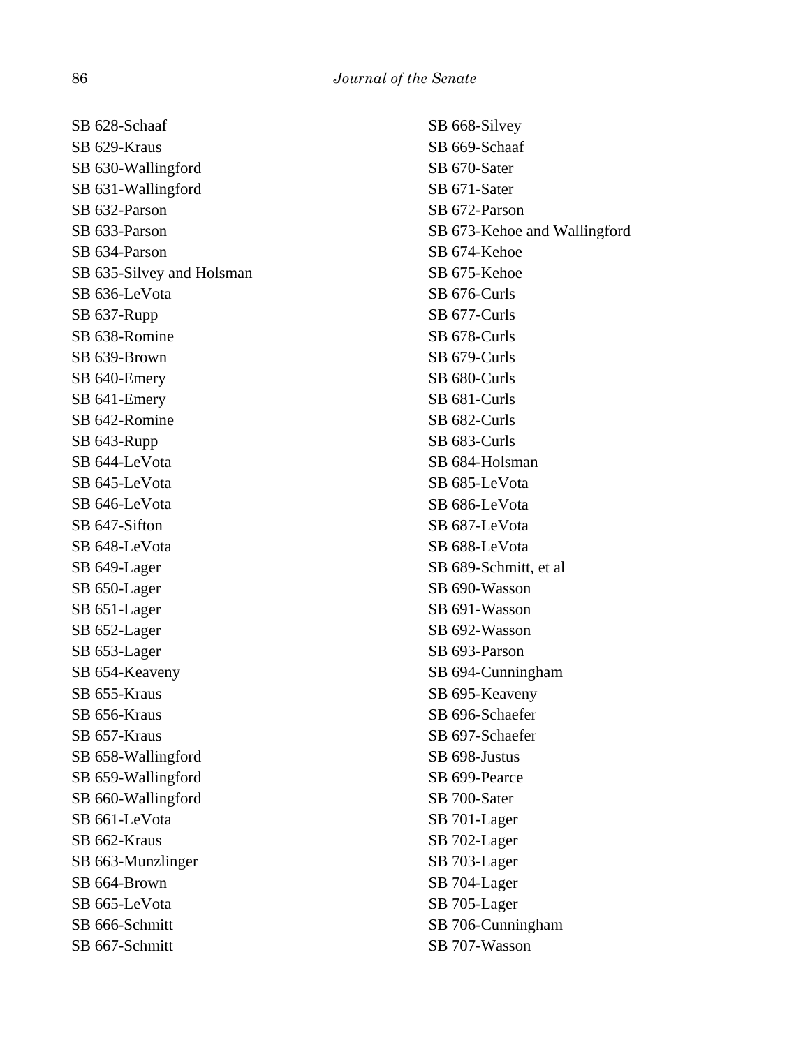SB 628-Schaaf
SB 629-Kraus
SB 630-Wallingford
SB 631-Wallingford
SB 632-Parson
SB 633-Parson
SB 634-Parson
SB 635-Silvey and Holsman
SB 636-LeVota
SB 637-Rupp
SB 638-Romine
SB 639-Brown
SB 640-Emery
SB 641-Emery
SB 642-Romine
SB 643-Rupp
SB 644-LeVota
SB 645-LeVota
SB 646-LeVota
SB 647-Sifton
SB 648-LeVota
SB 649-Lager
SB 650-Lager
SB 651-Lager
SB 652-Lager
SB 653-Lager
SB 654-Keaveny
SB 655-Kraus
SB 656-Kraus
SB 657-Kraus
SB 658-Wallingford
SB 659-Wallingford
SB 660-Wallingford
SB 661-LeVota
SB 662-Kraus
SB 663-Munzlinger
SB 664-Brown
SB 665-LeVota
SB 666-Schmitt
SB 667-Schmitt
SB 668-Silvey
SB 669-Schaaf
SB 670-Sater
SB 671-Sater
SB 672-Parson
SB 673-Kehoe and Wallingford
SB 674-Kehoe
SB 675-Kehoe
SB 676-Curls
SB 677-Curls
SB 678-Curls
SB 679-Curls
SB 680-Curls
SB 681-Curls
SB 682-Curls
SB 683-Curls
SB 684-Holsman
SB 685-LeVota
SB 686-LeVota
SB 687-LeVota
SB 688-LeVota
SB 689-Schmitt, et al
SB 690-Wasson
SB 691-Wasson
SB 692-Wasson
SB 693-Parson
SB 694-Cunningham
SB 695-Keaveny
SB 696-Schaefer
SB 697-Schaefer
SB 698-Justus
SB 699-Pearce
SB 700-Sater
SB 701-Lager
SB 702-Lager
SB 703-Lager
SB 704-Lager
SB 705-Lager
SB 706-Cunningham
SB 707-Wasson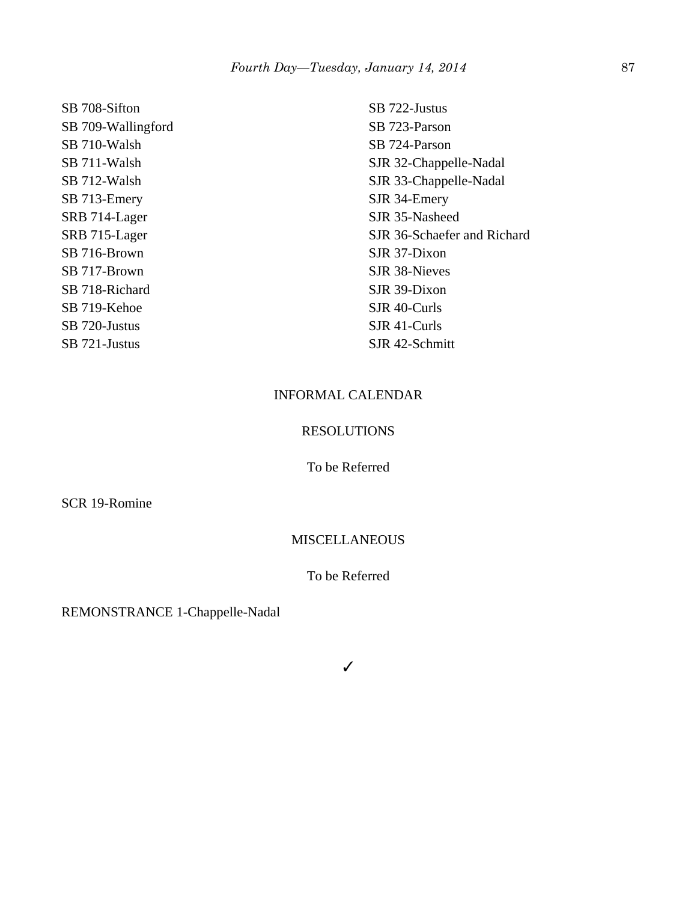SB 708-Sifton
SB 709-Wallingford
SB 710-Walsh
SB 711-Walsh
SB 712-Walsh
SB 713-Emery
SRB 714-Lager
SRB 715-Lager
SB 716-Brown
SB 717-Brown
SB 718-Richard
SB 719-Kehoe
SB 720-Justus
SB 721-Justus
SB 722-Justus
SB 723-Parson
SB 724-Parson
SJR 32-Chappelle-Nadal
SJR 33-Chappelle-Nadal
SJR 34-Emery
SJR 35-Nasheed
SJR 36-Schaefer and Richard
SJR 37-Dixon
SJR 38-Nieves
SJR 39-Dixon
SJR 40-Curls
SJR 41-Curls
SJR 42-Schmitt

## INFORMAL CALENDAR

### RESOLUTIONS

To be Referred

SCR 19-Romine

### MISCELLANEOUS

To be Referred

REMONSTRANCE 1-Chappelle-Nadal

✓